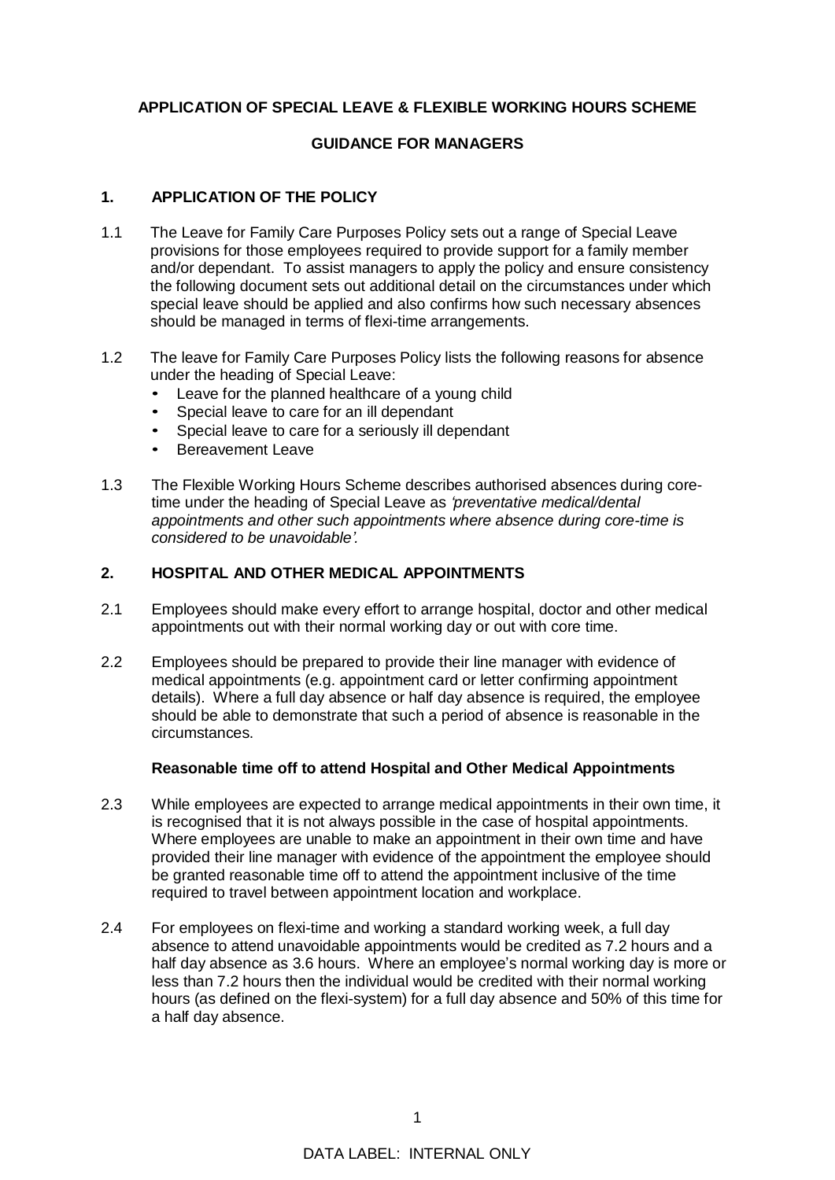# APPLICATION OF SPECIAL LEAVE & FLEXIBLE WORKING HOURS SCHEME

## GUIDANCE FOR MANAGERS

### 1. APPLICATION OF THE POLICY

1.1 The Leave for Family Care Purposes Policy sets out a range of Special Leave provisions for those employees required to provide support for a family member and/or dependant. To assist managers to apply the policy and ensure consistency the following document sets out additional detail on the circumstances under which special leave should be applied and also confirms how such necessary absences should be managed in terms of flexi-time arrangements.

1.2 The leave for Family Care Purposes Policy lists the following reasons for absence under the heading of Special Leave:

- Leave for the planned healthcare of a young child
- Special leave to care for an ill dependant
- Special leave to care for a seriously ill dependant
- Bereavement Leave

1.3 The Flexible Working Hours Scheme describes authorised absences during core-time under the heading of Special Leave as *'preventative medical/dental appointments and other such appointments where absence during core-time is considered to be unavoidable'.*

### 2. HOSPITAL AND OTHER MEDICAL APPOINTMENTS

2.1 Employees should make every effort to arrange hospital, doctor and other medical appointments out with their normal working day or out with core time.

2.2 Employees should be prepared to provide their line manager with evidence of medical appointments (e.g. appointment card or letter confirming appointment details). Where a full day absence or half day absence is required, the employee should be able to demonstrate that such a period of absence is reasonable in the circumstances.

**Reasonable time off to attend Hospital and Other Medical Appointments**

2.3 While employees are expected to arrange medical appointments in their own time, it is recognised that it is not always possible in the case of hospital appointments. Where employees are unable to make an appointment in their own time and have provided their line manager with evidence of the appointment the employee should be granted reasonable time off to attend the appointment inclusive of the time required to travel between appointment location and workplace.

2.4 For employees on flexi-time and working a standard working week, a full day absence to attend unavoidable appointments would be credited as 7.2 hours and a half day absence as 3.6 hours. Where an employee's normal working day is more or less than 7.2 hours then the individual would be credited with their normal working hours (as defined on the flexi-system) for a full day absence and 50% of this time for a half day absence.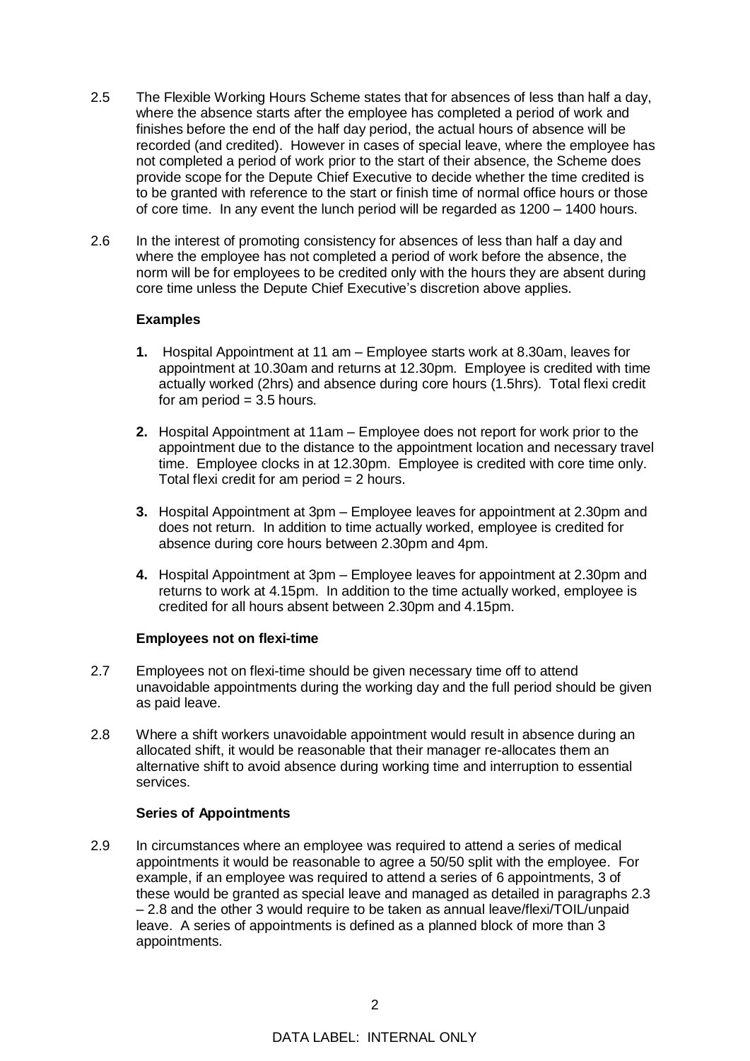2.5 The Flexible Working Hours Scheme states that for absences of less than half a day, where the absence starts after the employee has completed a period of work and finishes before the end of the half day period, the actual hours of absence will be recorded (and credited). However in cases of special leave, where the employee has not completed a period of work prior to the start of their absence, the Scheme does provide scope for the Depute Chief Executive to decide whether the time credited is to be granted with reference to the start or finish time of normal office hours or those of core time. In any event the lunch period will be regarded as 1200 – 1400 hours.

2.6 In the interest of promoting consistency for absences of less than half a day and where the employee has not completed a period of work before the absence, the norm will be for employees to be credited only with the hours they are absent during core time unless the Depute Chief Executive's discretion above applies.

**Examples**

1. Hospital Appointment at 11 am – Employee starts work at 8.30am, leaves for appointment at 10.30am and returns at 12.30pm. Employee is credited with time actually worked (2hrs) and absence during core hours (1.5hrs). Total flexi credit for am period = 3.5 hours.

2. Hospital Appointment at 11am – Employee does not report for work prior to the appointment due to the distance to the appointment location and necessary travel time. Employee clocks in at 12.30pm. Employee is credited with core time only. Total flexi credit for am period = 2 hours.

3. Hospital Appointment at 3pm – Employee leaves for appointment at 2.30pm and does not return. In addition to time actually worked, employee is credited for absence during core hours between 2.30pm and 4pm.

4. Hospital Appointment at 3pm – Employee leaves for appointment at 2.30pm and returns to work at 4.15pm. In addition to the time actually worked, employee is credited for all hours absent between 2.30pm and 4.15pm.

**Employees not on flexi-time**

2.7 Employees not on flexi-time should be given necessary time off to attend unavoidable appointments during the working day and the full period should be given as paid leave.

2.8 Where a shift workers unavoidable appointment would result in absence during an allocated shift, it would be reasonable that their manager re-allocates them an alternative shift to avoid absence during working time and interruption to essential services.

**Series of Appointments**

2.9 In circumstances where an employee was required to attend a series of medical appointments it would be reasonable to agree a 50/50 split with the employee. For example, if an employee was required to attend a series of 6 appointments, 3 of these would be granted as special leave and managed as detailed in paragraphs 2.3 – 2.8 and the other 3 would require to be taken as annual leave/flexi/TOIL/unpaid leave. A series of appointments is defined as a planned block of more than 3 appointments.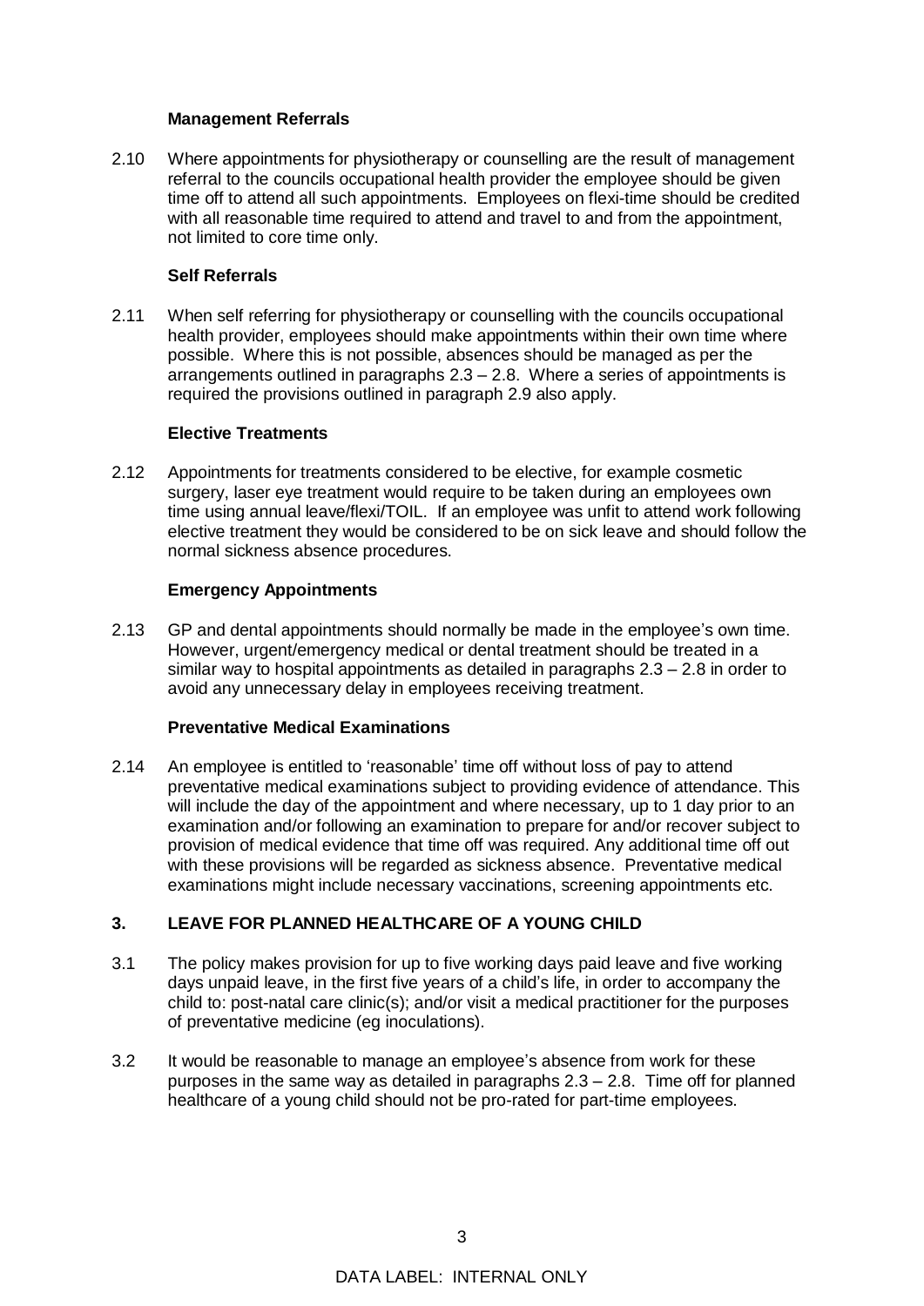**Management Referrals**

2.10 Where appointments for physiotherapy or counselling are the result of management referral to the councils occupational health provider the employee should be given time off to attend all such appointments. Employees on flexi-time should be credited with all reasonable time required to attend and travel to and from the appointment, not limited to core time only.

**Self Referrals**

2.11 When self referring for physiotherapy or counselling with the councils occupational health provider, employees should make appointments within their own time where possible. Where this is not possible, absences should be managed as per the arrangements outlined in paragraphs 2.3 – 2.8. Where a series of appointments is required the provisions outlined in paragraph 2.9 also apply.

**Elective Treatments**

2.12 Appointments for treatments considered to be elective, for example cosmetic surgery, laser eye treatment would require to be taken during an employees own time using annual leave/flexi/TOIL. If an employee was unfit to attend work following elective treatment they would be considered to be on sick leave and should follow the normal sickness absence procedures.

**Emergency Appointments**

2.13 GP and dental appointments should normally be made in the employee's own time. However, urgent/emergency medical or dental treatment should be treated in a similar way to hospital appointments as detailed in paragraphs 2.3 – 2.8 in order to avoid any unnecessary delay in employees receiving treatment.

**Preventative Medical Examinations**

2.14 An employee is entitled to 'reasonable' time off without loss of pay to attend preventative medical examinations subject to providing evidence of attendance. This will include the day of the appointment and where necessary, up to 1 day prior to an examination and/or following an examination to prepare for and/or recover subject to provision of medical evidence that time off was required. Any additional time off out with these provisions will be regarded as sickness absence. Preventative medical examinations might include necessary vaccinations, screening appointments etc.

## 3. LEAVE FOR PLANNED HEALTHCARE OF A YOUNG CHILD

3.1 The policy makes provision for up to five working days paid leave and five working days unpaid leave, in the first five years of a child's life, in order to accompany the child to: post-natal care clinic(s); and/or visit a medical practitioner for the purposes of preventative medicine (eg inoculations).

3.2 It would be reasonable to manage an employee's absence from work for these purposes in the same way as detailed in paragraphs 2.3 – 2.8. Time off for planned healthcare of a young child should not be pro-rated for part-time employees.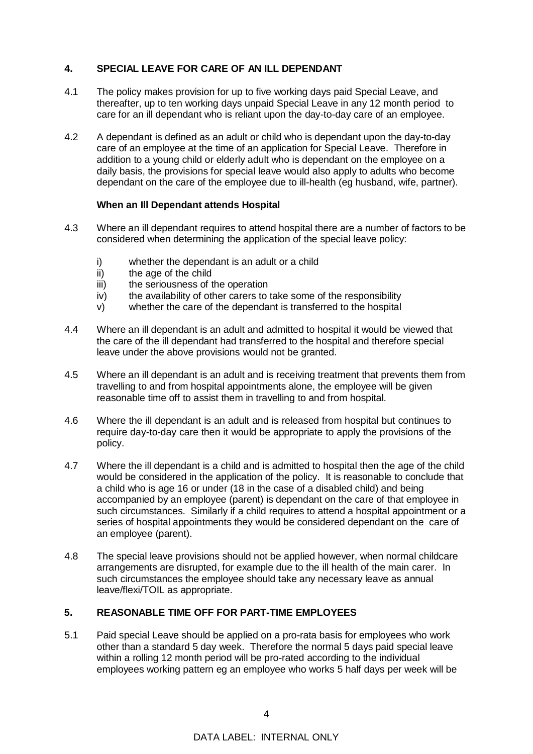## 4. SPECIAL LEAVE FOR CARE OF AN ILL DEPENDANT

4.1 The policy makes provision for up to five working days paid Special Leave, and thereafter, up to ten working days unpaid Special Leave in any 12 month period to care for an ill dependant who is reliant upon the day-to-day care of an employee.

4.2 A dependant is defined as an adult or child who is dependant upon the day-to-day care of an employee at the time of an application for Special Leave. Therefore in addition to a young child or elderly adult who is dependant on the employee on a daily basis, the provisions for special leave would also apply to adults who become dependant on the care of the employee due to ill-health (eg husband, wife, partner).

**When an Ill Dependant attends Hospital**

4.3 Where an ill dependant requires to attend hospital there are a number of factors to be considered when determining the application of the special leave policy:

- i) whether the dependant is an adult or a child
- ii) the age of the child
- iii) the seriousness of the operation
- iv) the availability of other carers to take some of the responsibility
- v) whether the care of the dependant is transferred to the hospital

4.4 Where an ill dependant is an adult and admitted to hospital it would be viewed that the care of the ill dependant had transferred to the hospital and therefore special leave under the above provisions would not be granted.

4.5 Where an ill dependant is an adult and is receiving treatment that prevents them from travelling to and from hospital appointments alone, the employee will be given reasonable time off to assist them in travelling to and from hospital.

4.6 Where the ill dependant is an adult and is released from hospital but continues to require day-to-day care then it would be appropriate to apply the provisions of the policy.

4.7 Where the ill dependant is a child and is admitted to hospital then the age of the child would be considered in the application of the policy. It is reasonable to conclude that a child who is age 16 or under (18 in the case of a disabled child) and being accompanied by an employee (parent) is dependant on the care of that employee in such circumstances. Similarly if a child requires to attend a hospital appointment or a series of hospital appointments they would be considered dependant on the care of an employee (parent).

4.8 The special leave provisions should not be applied however, when normal childcare arrangements are disrupted, for example due to the ill health of the main carer. In such circumstances the employee should take any necessary leave as annual leave/flexi/TOIL as appropriate.

## 5. REASONABLE TIME OFF FOR PART-TIME EMPLOYEES

5.1 Paid special Leave should be applied on a pro-rata basis for employees who work other than a standard 5 day week. Therefore the normal 5 days paid special leave within a rolling 12 month period will be pro-rated according to the individual employees working pattern eg an employee who works 5 half days per week will be

DATA LABEL: INTERNAL ONLY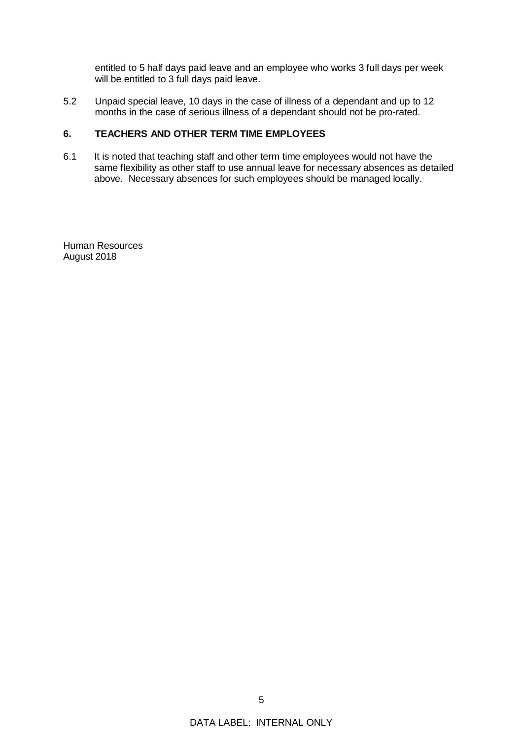entitled to 5 half days paid leave and an employee who works 3 full days per week will be entitled to 3 full days paid leave.

5.2 Unpaid special leave, 10 days in the case of illness of a dependant and up to 12 months in the case of serious illness of a dependant should not be pro-rated.

## 6. TEACHERS AND OTHER TERM TIME EMPLOYEES

6.1 It is noted that teaching staff and other term time employees would not have the same flexibility as other staff to use annual leave for necessary absences as detailed above. Necessary absences for such employees should be managed locally.

Human Resources
August 2018

DATA LABEL: INTERNAL ONLY